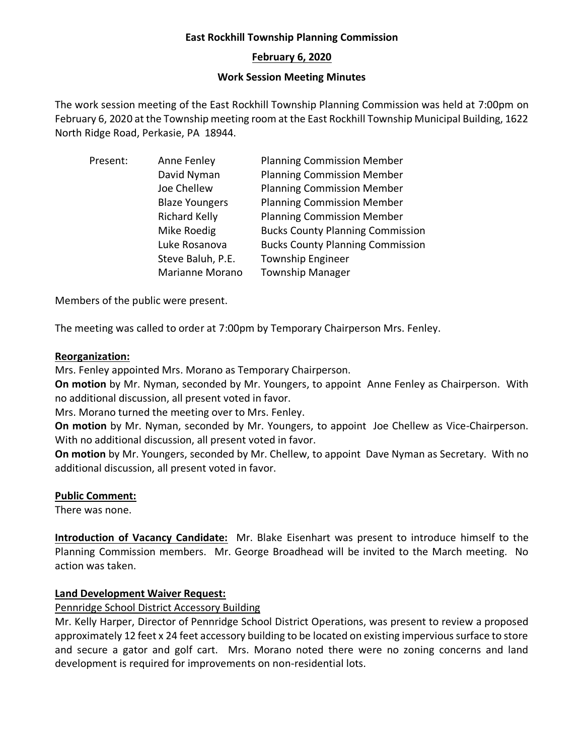# East Rockhill Township Planning Commission

## February 6, 2020

## Work Session Meeting Minutes

The work session meeting of the East Rockhill Township Planning Commission was held at 7:00pm on February 6, 2020 at the Township meeting room at the East Rockhill Township Municipal Building, 1622 North Ridge Road, Perkasie, PA 18944.

| Present: | | |
|---|---|---|
| | Anne Fenley | Planning Commission Member |
| | David Nyman | Planning Commission Member |
| | Joe Chellew | Planning Commission Member |
| | Blaze Youngers | Planning Commission Member |
| | Richard Kelly | Planning Commission Member |
| | Mike Roedig | Bucks County Planning Commission |
| | Luke Rosanova | Bucks County Planning Commission |
| | Steve Baluh, P.E. | Township Engineer |
| | Marianne Morano | Township Manager |

Members of the public were present.

The meeting was called to order at 7:00pm by Temporary Chairperson Mrs. Fenley.

**Reorganization:**

Mrs. Fenley appointed Mrs. Morano as Temporary Chairperson.

**On motion** by Mr. Nyman, seconded by Mr. Youngers, to appoint Anne Fenley as Chairperson. With no additional discussion, all present voted in favor.

Mrs. Morano turned the meeting over to Mrs. Fenley.

**On motion** by Mr. Nyman, seconded by Mr. Youngers, to appoint Joe Chellew as Vice-Chairperson. With no additional discussion, all present voted in favor.

**On motion** by Mr. Youngers, seconded by Mr. Chellew, to appoint Dave Nyman as Secretary. With no additional discussion, all present voted in favor.

**Public Comment:**

There was none.

**Introduction of Vacancy Candidate:** Mr. Blake Eisenhart was present to introduce himself to the Planning Commission members. Mr. George Broadhead will be invited to the March meeting. No action was taken.

**Land Development Waiver Request:**

Pennridge School District Accessory Building

Mr. Kelly Harper, Director of Pennridge School District Operations, was present to review a proposed approximately 12 feet x 24 feet accessory building to be located on existing impervious surface to store and secure a gator and golf cart. Mrs. Morano noted there were no zoning concerns and land development is required for improvements on non-residential lots.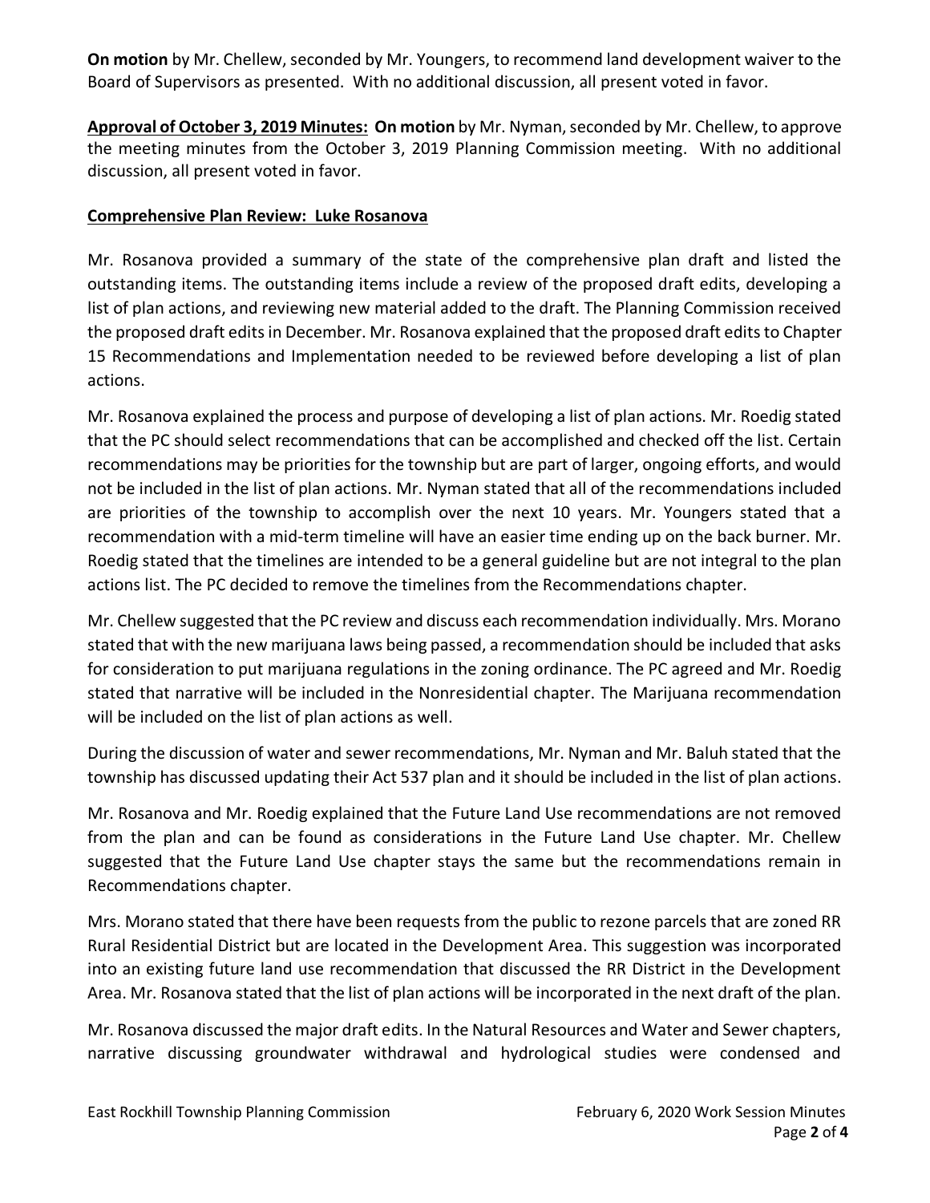**On motion** by Mr. Chellew, seconded by Mr. Youngers, to recommend land development waiver to the Board of Supervisors as presented. With no additional discussion, all present voted in favor.

**Approval of October 3, 2019 Minutes: On motion** by Mr. Nyman, seconded by Mr. Chellew, to approve the meeting minutes from the October 3, 2019 Planning Commission meeting. With no additional discussion, all present voted in favor.

**Comprehensive Plan Review: Luke Rosanova**

Mr. Rosanova provided a summary of the state of the comprehensive plan draft and listed the outstanding items. The outstanding items include a review of the proposed draft edits, developing a list of plan actions, and reviewing new material added to the draft. The Planning Commission received the proposed draft edits in December. Mr. Rosanova explained that the proposed draft edits to Chapter 15 Recommendations and Implementation needed to be reviewed before developing a list of plan actions.

Mr. Rosanova explained the process and purpose of developing a list of plan actions. Mr. Roedig stated that the PC should select recommendations that can be accomplished and checked off the list. Certain recommendations may be priorities for the township but are part of larger, ongoing efforts, and would not be included in the list of plan actions. Mr. Nyman stated that all of the recommendations included are priorities of the township to accomplish over the next 10 years. Mr. Youngers stated that a recommendation with a mid-term timeline will have an easier time ending up on the back burner. Mr. Roedig stated that the timelines are intended to be a general guideline but are not integral to the plan actions list. The PC decided to remove the timelines from the Recommendations chapter.

Mr. Chellew suggested that the PC review and discuss each recommendation individually. Mrs. Morano stated that with the new marijuana laws being passed, a recommendation should be included that asks for consideration to put marijuana regulations in the zoning ordinance. The PC agreed and Mr. Roedig stated that narrative will be included in the Nonresidential chapter. The Marijuana recommendation will be included on the list of plan actions as well.

During the discussion of water and sewer recommendations, Mr. Nyman and Mr. Baluh stated that the township has discussed updating their Act 537 plan and it should be included in the list of plan actions.

Mr. Rosanova and Mr. Roedig explained that the Future Land Use recommendations are not removed from the plan and can be found as considerations in the Future Land Use chapter. Mr. Chellew suggested that the Future Land Use chapter stays the same but the recommendations remain in Recommendations chapter.

Mrs. Morano stated that there have been requests from the public to rezone parcels that are zoned RR Rural Residential District but are located in the Development Area. This suggestion was incorporated into an existing future land use recommendation that discussed the RR District in the Development Area. Mr. Rosanova stated that the list of plan actions will be incorporated in the next draft of the plan.

Mr. Rosanova discussed the major draft edits. In the Natural Resources and Water and Sewer chapters, narrative discussing groundwater withdrawal and hydrological studies were condensed and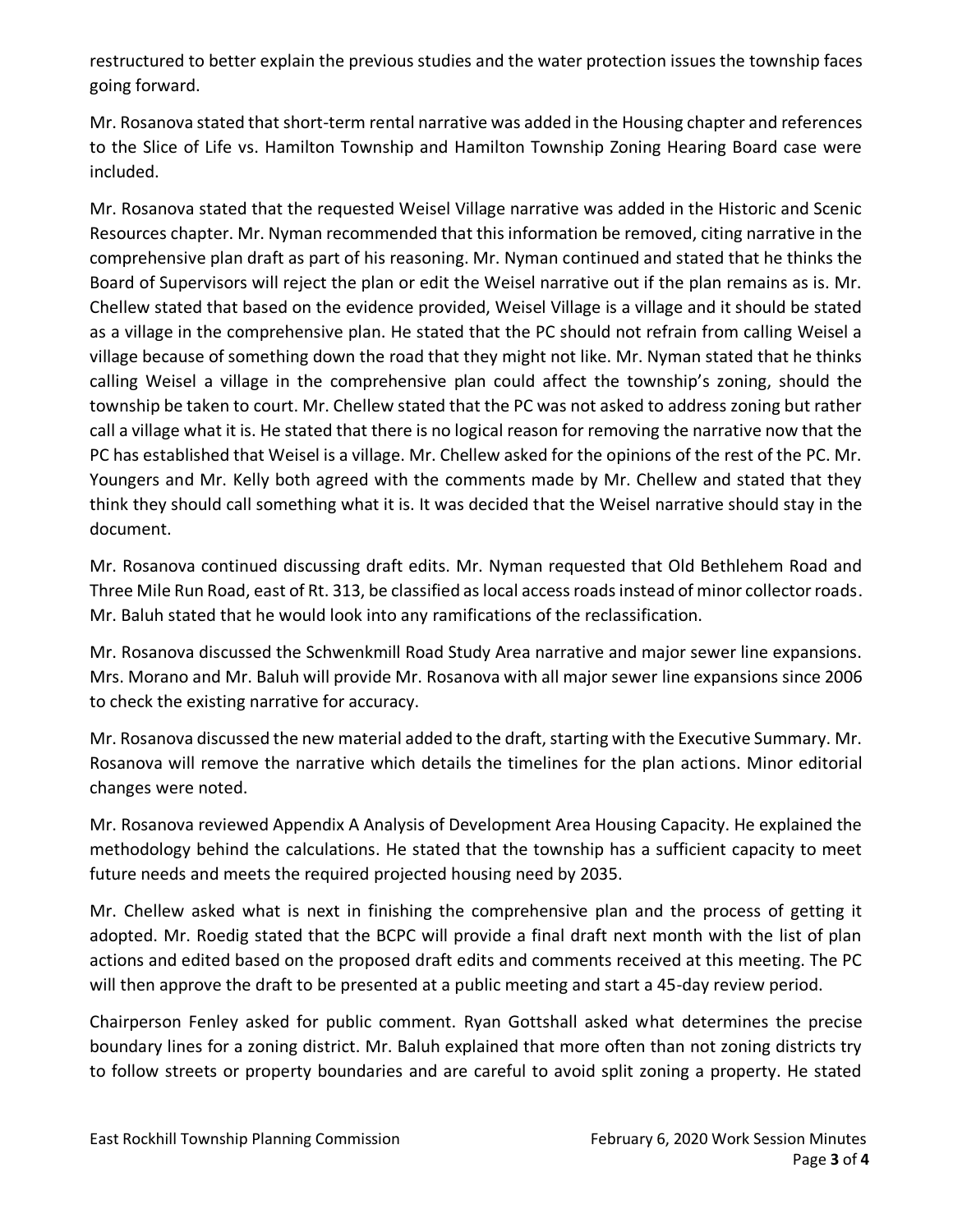restructured to better explain the previous studies and the water protection issues the township faces going forward.

Mr. Rosanova stated that short-term rental narrative was added in the Housing chapter and references to the Slice of Life vs. Hamilton Township and Hamilton Township Zoning Hearing Board case were included.

Mr. Rosanova stated that the requested Weisel Village narrative was added in the Historic and Scenic Resources chapter. Mr. Nyman recommended that this information be removed, citing narrative in the comprehensive plan draft as part of his reasoning. Mr. Nyman continued and stated that he thinks the Board of Supervisors will reject the plan or edit the Weisel narrative out if the plan remains as is. Mr. Chellew stated that based on the evidence provided, Weisel Village is a village and it should be stated as a village in the comprehensive plan. He stated that the PC should not refrain from calling Weisel a village because of something down the road that they might not like. Mr. Nyman stated that he thinks calling Weisel a village in the comprehensive plan could affect the township's zoning, should the township be taken to court. Mr. Chellew stated that the PC was not asked to address zoning but rather call a village what it is. He stated that there is no logical reason for removing the narrative now that the PC has established that Weisel is a village. Mr. Chellew asked for the opinions of the rest of the PC. Mr. Youngers and Mr. Kelly both agreed with the comments made by Mr. Chellew and stated that they think they should call something what it is. It was decided that the Weisel narrative should stay in the document.

Mr. Rosanova continued discussing draft edits. Mr. Nyman requested that Old Bethlehem Road and Three Mile Run Road, east of Rt. 313, be classified as local access roads instead of minor collector roads. Mr. Baluh stated that he would look into any ramifications of the reclassification.

Mr. Rosanova discussed the Schwenkmill Road Study Area narrative and major sewer line expansions. Mrs. Morano and Mr. Baluh will provide Mr. Rosanova with all major sewer line expansions since 2006 to check the existing narrative for accuracy.

Mr. Rosanova discussed the new material added to the draft, starting with the Executive Summary. Mr. Rosanova will remove the narrative which details the timelines for the plan actions. Minor editorial changes were noted.

Mr. Rosanova reviewed Appendix A Analysis of Development Area Housing Capacity. He explained the methodology behind the calculations. He stated that the township has a sufficient capacity to meet future needs and meets the required projected housing need by 2035.

Mr. Chellew asked what is next in finishing the comprehensive plan and the process of getting it adopted. Mr. Roedig stated that the BCPC will provide a final draft next month with the list of plan actions and edited based on the proposed draft edits and comments received at this meeting. The PC will then approve the draft to be presented at a public meeting and start a 45-day review period.

Chairperson Fenley asked for public comment. Ryan Gottshall asked what determines the precise boundary lines for a zoning district. Mr. Baluh explained that more often than not zoning districts try to follow streets or property boundaries and are careful to avoid split zoning a property. He stated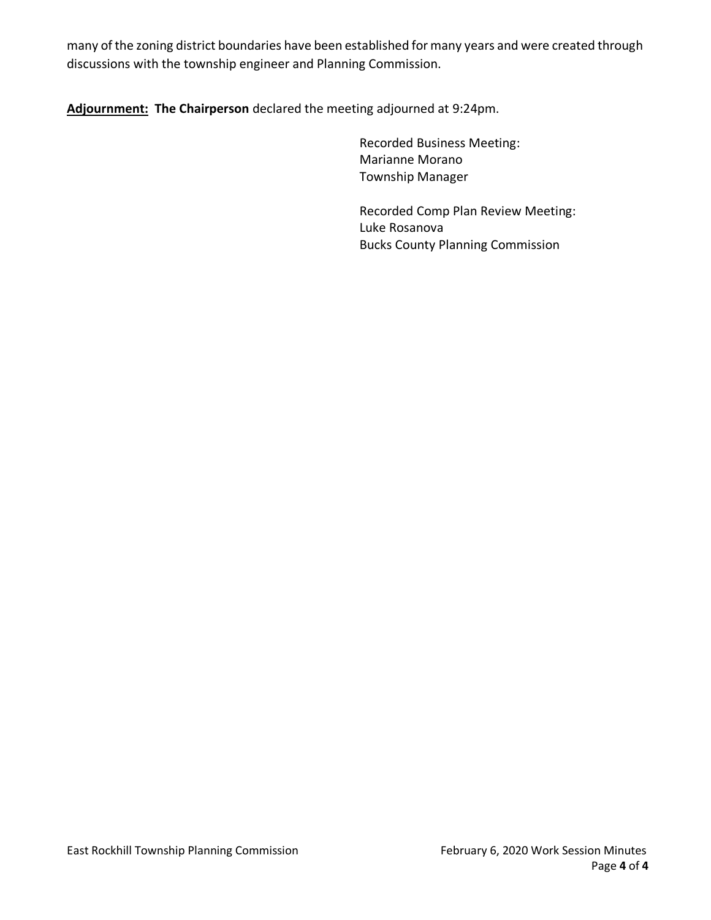many of the zoning district boundaries have been established for many years and were created through discussions with the township engineer and Planning Commission.

**Adjournment:** **The Chairperson** declared the meeting adjourned at 9:24pm.

Recorded Business Meeting:
Marianne Morano
Township Manager

Recorded Comp Plan Review Meeting:
Luke Rosanova
Bucks County Planning Commission